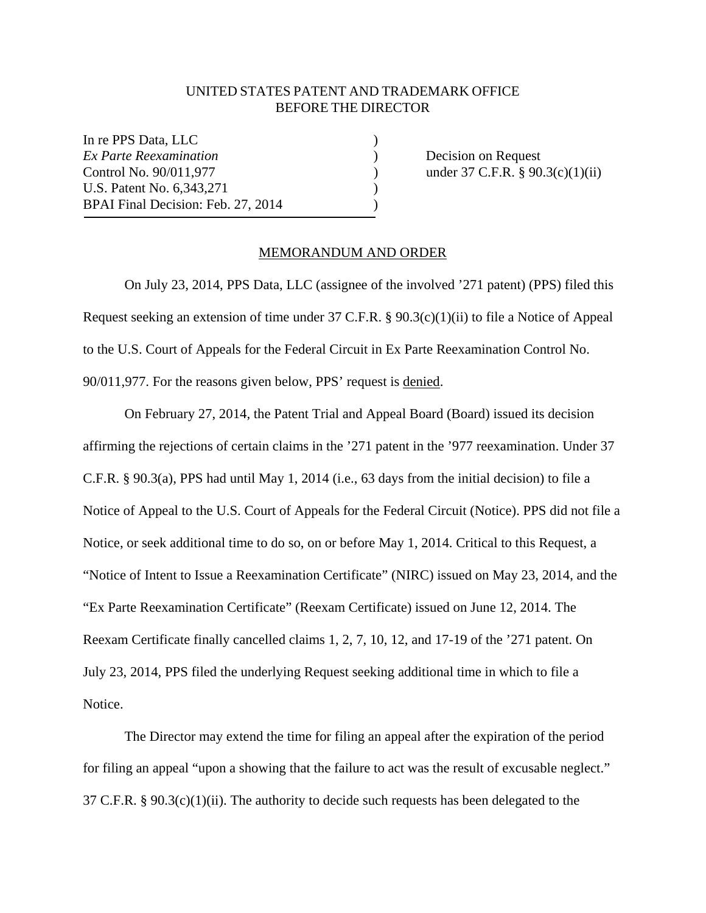UNITED STATES PATENT AND TRADEMARK OFFICE
BEFORE THE DIRECTOR

| | | |
|---|---|---|
| In re PPS Data, LLC | ) | |
| *Ex Parte Reexamination* | ) | Decision on Request |
| Control No. 90/011,977 | ) | under 37 C.F.R. § 90.3(c)(1)(ii) |
| U.S. Patent No. 6,343,271 | ) | |
| BPAI Final Decision: Feb. 27, 2014 | ) | |

MEMORANDUM AND ORDER

On July 23, 2014, PPS Data, LLC (assignee of the involved ’271 patent) (PPS) filed this Request seeking an extension of time under 37 C.F.R. § 90.3(c)(1)(ii) to file a Notice of Appeal to the U.S. Court of Appeals for the Federal Circuit in Ex Parte Reexamination Control No. 90/011,977. For the reasons given below, PPS’ request is denied.

On February 27, 2014, the Patent Trial and Appeal Board (Board) issued its decision affirming the rejections of certain claims in the ’271 patent in the ’977 reexamination. Under 37 C.F.R. § 90.3(a), PPS had until May 1, 2014 (i.e., 63 days from the initial decision) to file a Notice of Appeal to the U.S. Court of Appeals for the Federal Circuit (Notice). PPS did not file a Notice, or seek additional time to do so, on or before May 1, 2014. Critical to this Request, a “Notice of Intent to Issue a Reexamination Certificate” (NIRC) issued on May 23, 2014, and the “Ex Parte Reexamination Certificate” (Reexam Certificate) issued on June 12, 2014. The Reexam Certificate finally cancelled claims 1, 2, 7, 10, 12, and 17-19 of the ’271 patent. On July 23, 2014, PPS filed the underlying Request seeking additional time in which to file a Notice.

The Director may extend the time for filing an appeal after the expiration of the period for filing an appeal “upon a showing that the failure to act was the result of excusable neglect.” 37 C.F.R. § 90.3(c)(1)(ii). The authority to decide such requests has been delegated to the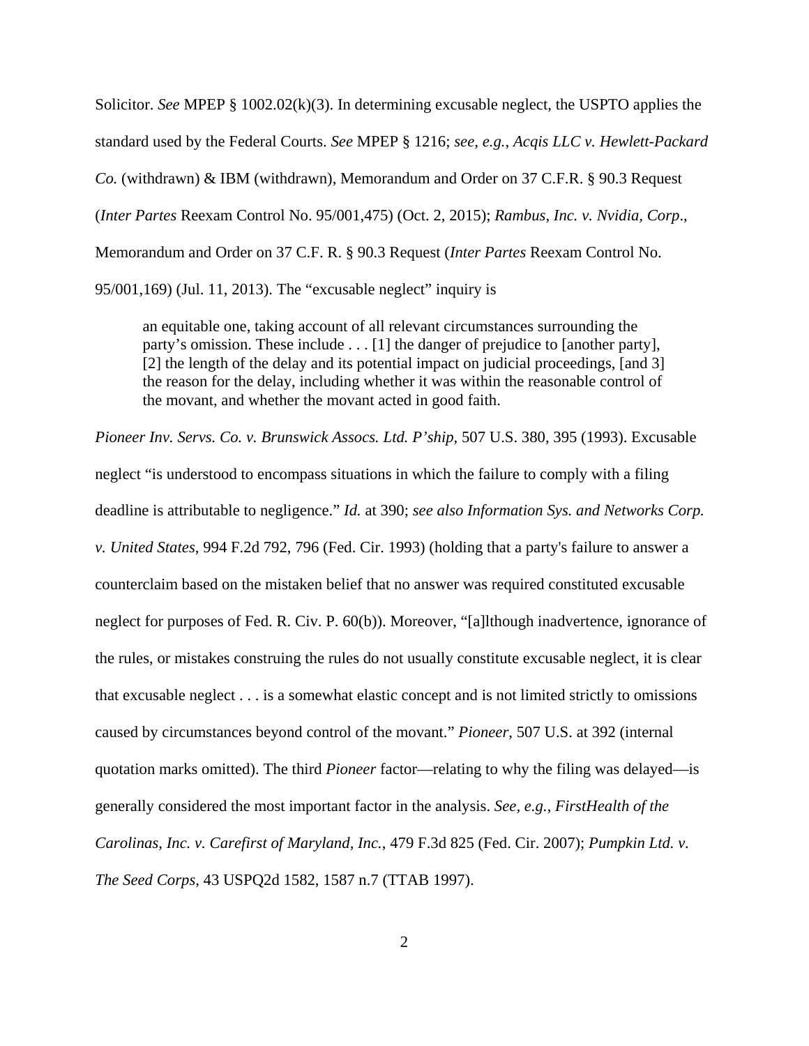Solicitor. *See* MPEP § 1002.02(k)(3). In determining excusable neglect, the USPTO applies the standard used by the Federal Courts. *See* MPEP § 1216; *see, e.g.*, *Acqis LLC v. Hewlett-Packard Co.* (withdrawn) & IBM (withdrawn), Memorandum and Order on 37 C.F.R. § 90.3 Request (*Inter Partes* Reexam Control No. 95/001,475) (Oct. 2, 2015); *Rambus, Inc. v. Nvidia, Corp*., Memorandum and Order on 37 C.F. R. § 90.3 Request (*Inter Partes* Reexam Control No. 95/001,169) (Jul. 11, 2013). The "excusable neglect" inquiry is

> an equitable one, taking account of all relevant circumstances surrounding the party's omission. These include . . . [1] the danger of prejudice to [another party], [2] the length of the delay and its potential impact on judicial proceedings, [and 3] the reason for the delay, including whether it was within the reasonable control of the movant, and whether the movant acted in good faith.

*Pioneer Inv. Servs. Co. v. Brunswick Assocs. Ltd. P'ship*, 507 U.S. 380, 395 (1993). Excusable neglect "is understood to encompass situations in which the failure to comply with a filing deadline is attributable to negligence." *Id.* at 390; *see also Information Sys. and Networks Corp. v. United States*, 994 F.2d 792, 796 (Fed. Cir. 1993) (holding that a party's failure to answer a counterclaim based on the mistaken belief that no answer was required constituted excusable neglect for purposes of Fed. R. Civ. P. 60(b)). Moreover, "[a]lthough inadvertence, ignorance of the rules, or mistakes construing the rules do not usually constitute excusable neglect, it is clear that excusable neglect . . . is a somewhat elastic concept and is not limited strictly to omissions caused by circumstances beyond control of the movant." *Pioneer*, 507 U.S. at 392 (internal quotation marks omitted). The third *Pioneer* factor—relating to why the filing was delayed—is generally considered the most important factor in the analysis. *See, e.g.*, *FirstHealth of the Carolinas, Inc. v. Carefirst of Maryland, Inc.*, 479 F.3d 825 (Fed. Cir. 2007); *Pumpkin Ltd. v. The Seed Corps*, 43 USPQ2d 1582, 1587 n.7 (TTAB 1997).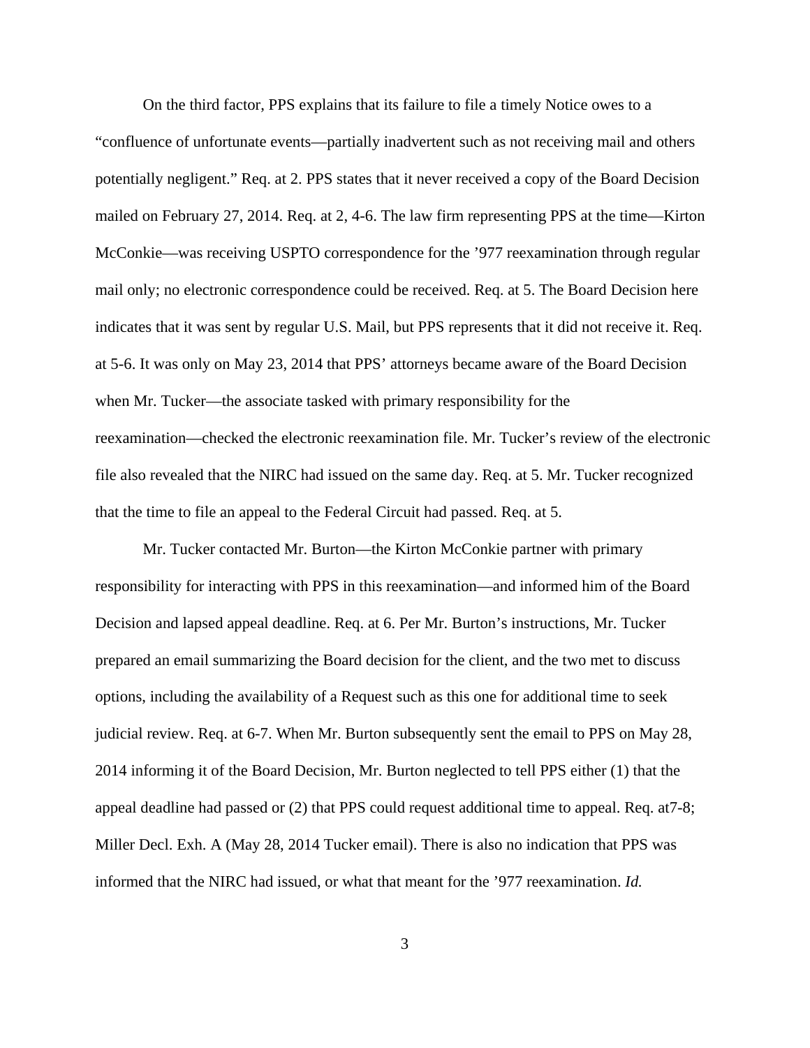On the third factor, PPS explains that its failure to file a timely Notice owes to a "confluence of unfortunate events—partially inadvertent such as not receiving mail and others potentially negligent." Req. at 2. PPS states that it never received a copy of the Board Decision mailed on February 27, 2014. Req. at 2, 4-6. The law firm representing PPS at the time—Kirton McConkie—was receiving USPTO correspondence for the '977 reexamination through regular mail only; no electronic correspondence could be received. Req. at 5. The Board Decision here indicates that it was sent by regular U.S. Mail, but PPS represents that it did not receive it. Req. at 5-6. It was only on May 23, 2014 that PPS' attorneys became aware of the Board Decision when Mr. Tucker—the associate tasked with primary responsibility for the reexamination—checked the electronic reexamination file. Mr. Tucker's review of the electronic file also revealed that the NIRC had issued on the same day. Req. at 5. Mr. Tucker recognized that the time to file an appeal to the Federal Circuit had passed. Req. at 5.

Mr. Tucker contacted Mr. Burton—the Kirton McConkie partner with primary responsibility for interacting with PPS in this reexamination—and informed him of the Board Decision and lapsed appeal deadline. Req. at 6. Per Mr. Burton's instructions, Mr. Tucker prepared an email summarizing the Board decision for the client, and the two met to discuss options, including the availability of a Request such as this one for additional time to seek judicial review. Req. at 6-7. When Mr. Burton subsequently sent the email to PPS on May 28, 2014 informing it of the Board Decision, Mr. Burton neglected to tell PPS either (1) that the appeal deadline had passed or (2) that PPS could request additional time to appeal. Req. at7-8; Miller Decl. Exh. A (May 28, 2014 Tucker email). There is also no indication that PPS was informed that the NIRC had issued, or what that meant for the '977 reexamination. *Id.*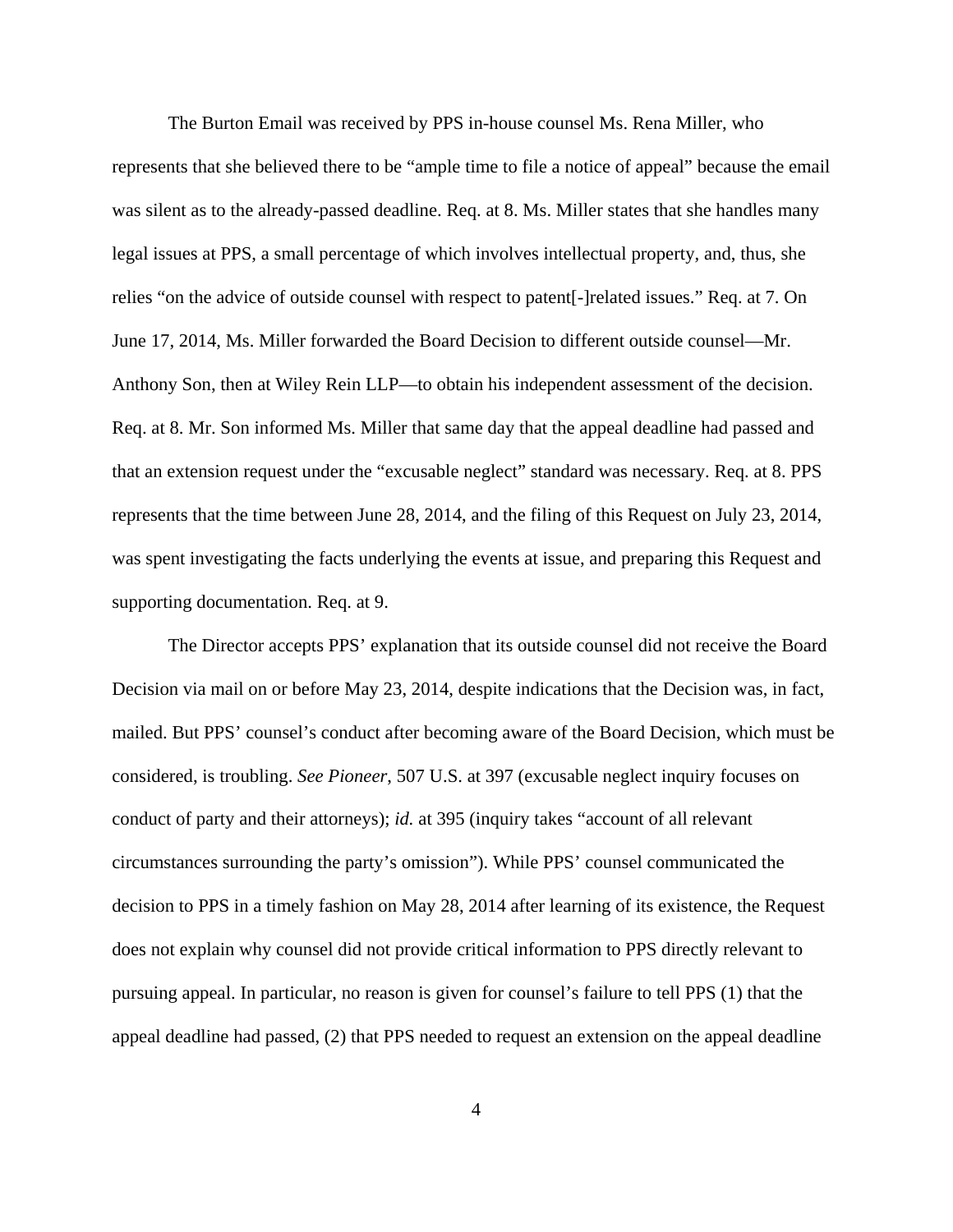The Burton Email was received by PPS in-house counsel Ms. Rena Miller, who represents that she believed there to be "ample time to file a notice of appeal" because the email was silent as to the already-passed deadline. Req. at 8. Ms. Miller states that she handles many legal issues at PPS, a small percentage of which involves intellectual property, and, thus, she relies "on the advice of outside counsel with respect to patent[-]related issues." Req. at 7. On June 17, 2014, Ms. Miller forwarded the Board Decision to different outside counsel—Mr. Anthony Son, then at Wiley Rein LLP—to obtain his independent assessment of the decision. Req. at 8. Mr. Son informed Ms. Miller that same day that the appeal deadline had passed and that an extension request under the "excusable neglect" standard was necessary. Req. at 8. PPS represents that the time between June 28, 2014, and the filing of this Request on July 23, 2014, was spent investigating the facts underlying the events at issue, and preparing this Request and supporting documentation. Req. at 9.

The Director accepts PPS' explanation that its outside counsel did not receive the Board Decision via mail on or before May 23, 2014, despite indications that the Decision was, in fact, mailed. But PPS' counsel's conduct after becoming aware of the Board Decision, which must be considered, is troubling. *See Pioneer*, 507 U.S. at 397 (excusable neglect inquiry focuses on conduct of party and their attorneys); *id.* at 395 (inquiry takes "account of all relevant circumstances surrounding the party's omission"). While PPS' counsel communicated the decision to PPS in a timely fashion on May 28, 2014 after learning of its existence, the Request does not explain why counsel did not provide critical information to PPS directly relevant to pursuing appeal. In particular, no reason is given for counsel's failure to tell PPS (1) that the appeal deadline had passed, (2) that PPS needed to request an extension on the appeal deadline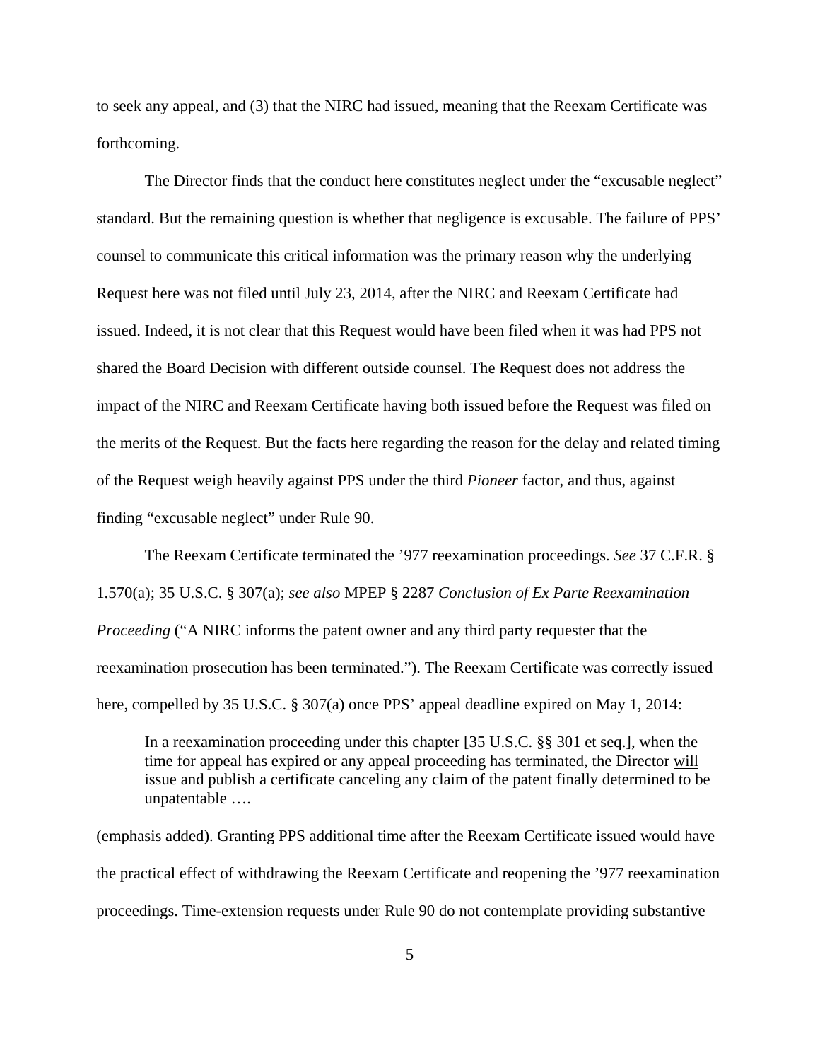to seek any appeal, and (3) that the NIRC had issued, meaning that the Reexam Certificate was forthcoming.

The Director finds that the conduct here constitutes neglect under the "excusable neglect" standard. But the remaining question is whether that negligence is excusable. The failure of PPS' counsel to communicate this critical information was the primary reason why the underlying Request here was not filed until July 23, 2014, after the NIRC and Reexam Certificate had issued. Indeed, it is not clear that this Request would have been filed when it was had PPS not shared the Board Decision with different outside counsel. The Request does not address the impact of the NIRC and Reexam Certificate having both issued before the Request was filed on the merits of the Request. But the facts here regarding the reason for the delay and related timing of the Request weigh heavily against PPS under the third *Pioneer* factor, and thus, against finding "excusable neglect" under Rule 90.

The Reexam Certificate terminated the '977 reexamination proceedings. *See* 37 C.F.R. § 1.570(a); 35 U.S.C. § 307(a); *see also* MPEP § 2287 *Conclusion of Ex Parte Reexamination Proceeding* ("A NIRC informs the patent owner and any third party requester that the reexamination prosecution has been terminated."). The Reexam Certificate was correctly issued here, compelled by 35 U.S.C. § 307(a) once PPS' appeal deadline expired on May 1, 2014:

> In a reexamination proceeding under this chapter [35 U.S.C. §§ 301 et seq.], when the time for appeal has expired or any appeal proceeding has terminated, the Director <u>will</u> issue and publish a certificate canceling any claim of the patent finally determined to be unpatentable ….

(emphasis added). Granting PPS additional time after the Reexam Certificate issued would have the practical effect of withdrawing the Reexam Certificate and reopening the '977 reexamination proceedings. Time-extension requests under Rule 90 do not contemplate providing substantive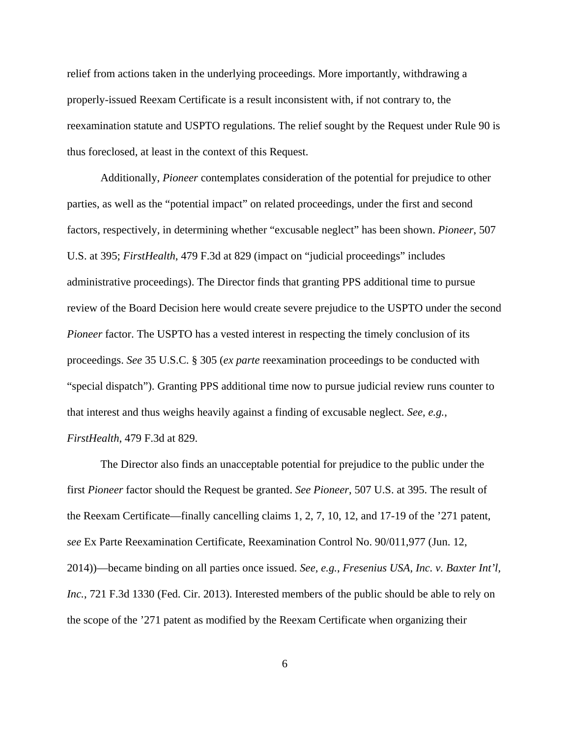relief from actions taken in the underlying proceedings. More importantly, withdrawing a properly-issued Reexam Certificate is a result inconsistent with, if not contrary to, the reexamination statute and USPTO regulations. The relief sought by the Request under Rule 90 is thus foreclosed, at least in the context of this Request.

Additionally, *Pioneer* contemplates consideration of the potential for prejudice to other parties, as well as the "potential impact" on related proceedings, under the first and second factors, respectively, in determining whether "excusable neglect" has been shown. *Pioneer*, 507 U.S. at 395; *FirstHealth*, 479 F.3d at 829 (impact on "judicial proceedings" includes administrative proceedings). The Director finds that granting PPS additional time to pursue review of the Board Decision here would create severe prejudice to the USPTO under the second *Pioneer* factor. The USPTO has a vested interest in respecting the timely conclusion of its proceedings. *See* 35 U.S.C. § 305 (*ex parte* reexamination proceedings to be conducted with "special dispatch"). Granting PPS additional time now to pursue judicial review runs counter to that interest and thus weighs heavily against a finding of excusable neglect. *See, e.g.*, *FirstHealth*, 479 F.3d at 829.

The Director also finds an unacceptable potential for prejudice to the public under the first *Pioneer* factor should the Request be granted. *See Pioneer*, 507 U.S. at 395. The result of the Reexam Certificate—finally cancelling claims 1, 2, 7, 10, 12, and 17-19 of the '271 patent, *see* Ex Parte Reexamination Certificate, Reexamination Control No. 90/011,977 (Jun. 12, 2014))—became binding on all parties once issued. *See, e.g.*, *Fresenius USA, Inc. v. Baxter Int'l, Inc.*, 721 F.3d 1330 (Fed. Cir. 2013). Interested members of the public should be able to rely on the scope of the '271 patent as modified by the Reexam Certificate when organizing their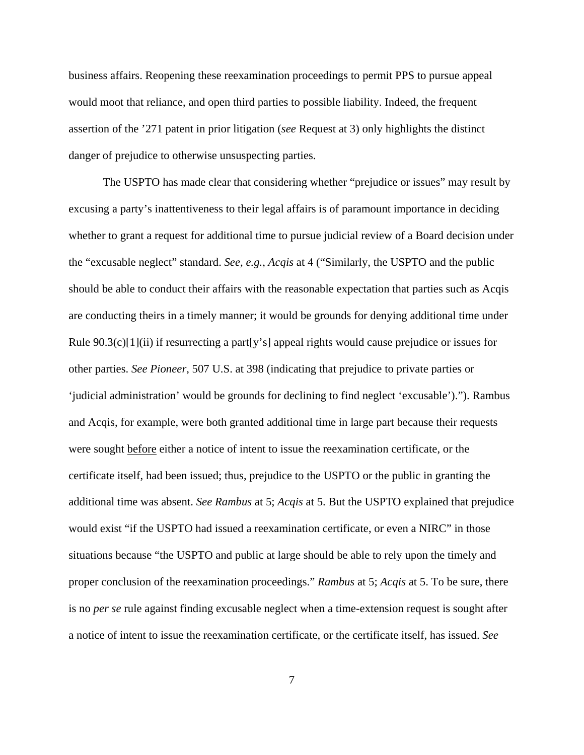business affairs. Reopening these reexamination proceedings to permit PPS to pursue appeal would moot that reliance, and open third parties to possible liability. Indeed, the frequent assertion of the ’271 patent in prior litigation (*see* Request at 3) only highlights the distinct danger of prejudice to otherwise unsuspecting parties.

The USPTO has made clear that considering whether “prejudice or issues” may result by excusing a party’s inattentiveness to their legal affairs is of paramount importance in deciding whether to grant a request for additional time to pursue judicial review of a Board decision under the “excusable neglect” standard. *See, e.g.*, *Acqis* at 4 (“Similarly, the USPTO and the public should be able to conduct their affairs with the reasonable expectation that parties such as Acqis are conducting theirs in a timely manner; it would be grounds for denying additional time under Rule 90.3(c)[1](ii) if resurrecting a part[y’s] appeal rights would cause prejudice or issues for other parties. *See Pioneer*, 507 U.S. at 398 (indicating that prejudice to private parties or ‘judicial administration’ would be grounds for declining to find neglect ‘excusable’).”). Rambus and Acqis, for example, were both granted additional time in large part because their requests were sought <u>before</u> either a notice of intent to issue the reexamination certificate, or the certificate itself, had been issued; thus, prejudice to the USPTO or the public in granting the additional time was absent. *See Rambus* at 5; *Acqis* at 5. But the USPTO explained that prejudice would exist “if the USPTO had issued a reexamination certificate, or even a NIRC” in those situations because “the USPTO and public at large should be able to rely upon the timely and proper conclusion of the reexamination proceedings.” *Rambus* at 5; *Acqis* at 5. To be sure, there is no *per se* rule against finding excusable neglect when a time-extension request is sought after a notice of intent to issue the reexamination certificate, or the certificate itself, has issued. *See*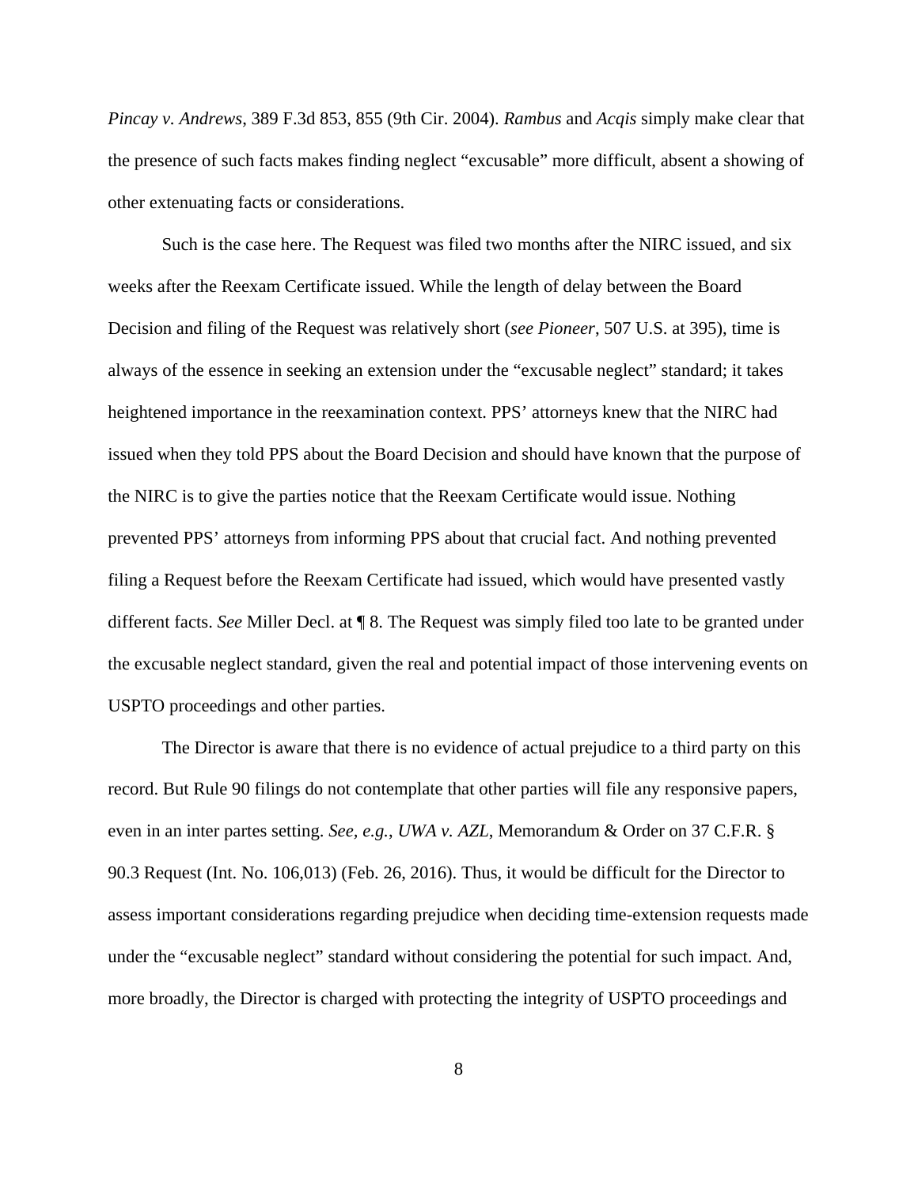*Pincay v. Andrews*, 389 F.3d 853, 855 (9th Cir. 2004). *Rambus* and *Acqis* simply make clear that the presence of such facts makes finding neglect "excusable" more difficult, absent a showing of other extenuating facts or considerations.

Such is the case here. The Request was filed two months after the NIRC issued, and six weeks after the Reexam Certificate issued. While the length of delay between the Board Decision and filing of the Request was relatively short (*see Pioneer*, 507 U.S. at 395), time is always of the essence in seeking an extension under the "excusable neglect" standard; it takes heightened importance in the reexamination context. PPS' attorneys knew that the NIRC had issued when they told PPS about the Board Decision and should have known that the purpose of the NIRC is to give the parties notice that the Reexam Certificate would issue. Nothing prevented PPS' attorneys from informing PPS about that crucial fact. And nothing prevented filing a Request before the Reexam Certificate had issued, which would have presented vastly different facts. *See* Miller Decl. at ¶ 8. The Request was simply filed too late to be granted under the excusable neglect standard, given the real and potential impact of those intervening events on USPTO proceedings and other parties.

The Director is aware that there is no evidence of actual prejudice to a third party on this record. But Rule 90 filings do not contemplate that other parties will file any responsive papers, even in an inter partes setting. *See, e.g.*, *UWA v. AZL*, Memorandum & Order on 37 C.F.R. § 90.3 Request (Int. No. 106,013) (Feb. 26, 2016). Thus, it would be difficult for the Director to assess important considerations regarding prejudice when deciding time-extension requests made under the "excusable neglect" standard without considering the potential for such impact. And, more broadly, the Director is charged with protecting the integrity of USPTO proceedings and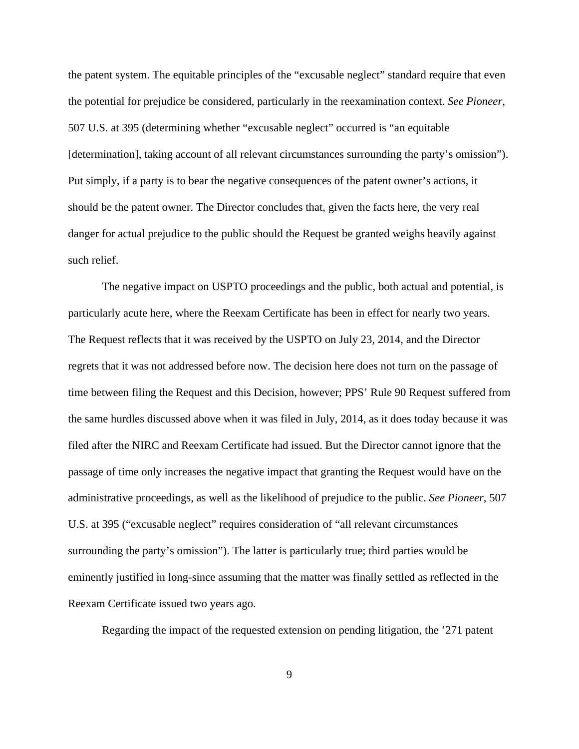the patent system. The equitable principles of the "excusable neglect" standard require that even the potential for prejudice be considered, particularly in the reexamination context. *See Pioneer*, 507 U.S. at 395 (determining whether "excusable neglect" occurred is "an equitable [determination], taking account of all relevant circumstances surrounding the party's omission"). Put simply, if a party is to bear the negative consequences of the patent owner's actions, it should be the patent owner. The Director concludes that, given the facts here, the very real danger for actual prejudice to the public should the Request be granted weighs heavily against such relief.

The negative impact on USPTO proceedings and the public, both actual and potential, is particularly acute here, where the Reexam Certificate has been in effect for nearly two years. The Request reflects that it was received by the USPTO on July 23, 2014, and the Director regrets that it was not addressed before now. The decision here does not turn on the passage of time between filing the Request and this Decision, however; PPS' Rule 90 Request suffered from the same hurdles discussed above when it was filed in July, 2014, as it does today because it was filed after the NIRC and Reexam Certificate had issued. But the Director cannot ignore that the passage of time only increases the negative impact that granting the Request would have on the administrative proceedings, as well as the likelihood of prejudice to the public. *See Pioneer*, 507 U.S. at 395 ("excusable neglect" requires consideration of "all relevant circumstances surrounding the party's omission"). The latter is particularly true; third parties would be eminently justified in long-since assuming that the matter was finally settled as reflected in the Reexam Certificate issued two years ago.

Regarding the impact of the requested extension on pending litigation, the '271 patent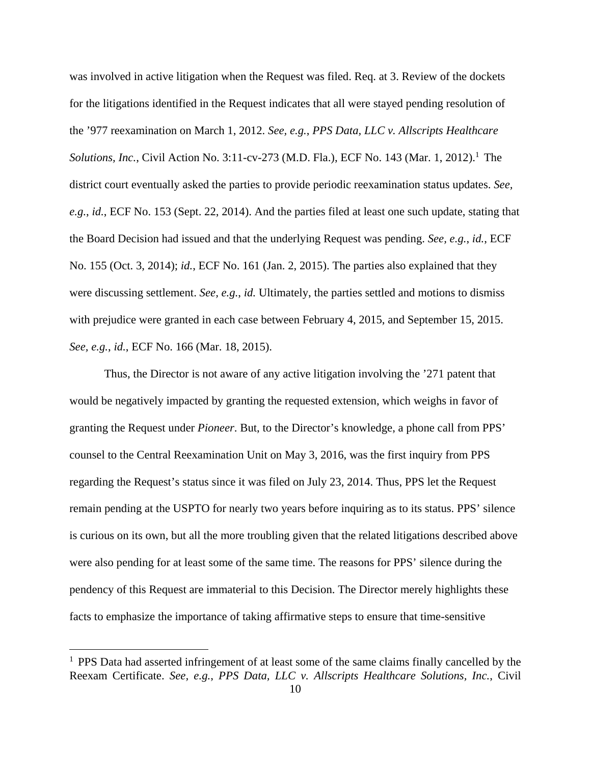was involved in active litigation when the Request was filed. Req. at 3. Review of the dockets for the litigations identified in the Request indicates that all were stayed pending resolution of the ’977 reexamination on March 1, 2012. *See, e.g.*, *PPS Data, LLC v. Allscripts Healthcare Solutions, Inc.*, Civil Action No. 3:11-cv-273 (M.D. Fla.), ECF No. 143 (Mar. 1, 2012).[1] The district court eventually asked the parties to provide periodic reexamination status updates. *See, e.g.*, *id.*, ECF No. 153 (Sept. 22, 2014). And the parties filed at least one such update, stating that the Board Decision had issued and that the underlying Request was pending. *See, e.g.*, *id.*, ECF No. 155 (Oct. 3, 2014); *id.*, ECF No. 161 (Jan. 2, 2015). The parties also explained that they were discussing settlement. *See, e.g.*, *id.* Ultimately, the parties settled and motions to dismiss with prejudice were granted in each case between February 4, 2015, and September 15, 2015. *See, e.g.*, *id.*, ECF No. 166 (Mar. 18, 2015).

Thus, the Director is not aware of any active litigation involving the ’271 patent that would be negatively impacted by granting the requested extension, which weighs in favor of granting the Request under *Pioneer*. But, to the Director’s knowledge, a phone call from PPS’ counsel to the Central Reexamination Unit on May 3, 2016, was the first inquiry from PPS regarding the Request’s status since it was filed on July 23, 2014. Thus, PPS let the Request remain pending at the USPTO for nearly two years before inquiring as to its status. PPS’ silence is curious on its own, but all the more troubling given that the related litigations described above were also pending for at least some of the same time. The reasons for PPS’ silence during the pendency of this Request are immaterial to this Decision. The Director merely highlights these facts to emphasize the importance of taking affirmative steps to ensure that time-sensitive

[1] PPS Data had asserted infringement of at least some of the same claims finally cancelled by the Reexam Certificate. *See, e.g.*, *PPS Data, LLC v. Allscripts Healthcare Solutions, Inc.*, Civil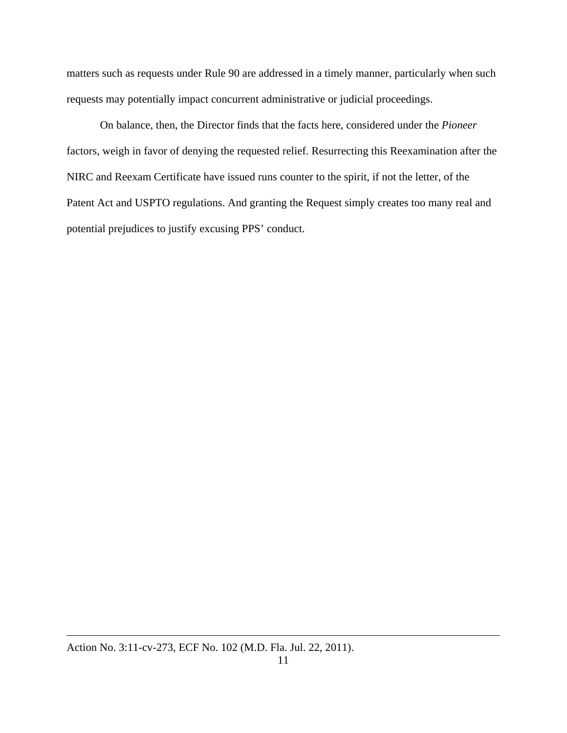matters such as requests under Rule 90 are addressed in a timely manner, particularly when such requests may potentially impact concurrent administrative or judicial proceedings.

On balance, then, the Director finds that the facts here, considered under the *Pioneer* factors, weigh in favor of denying the requested relief. Resurrecting this Reexamination after the NIRC and Reexam Certificate have issued runs counter to the spirit, if not the letter, of the Patent Act and USPTO regulations. And granting the Request simply creates too many real and potential prejudices to justify excusing PPS' conduct.

---

Action No. 3:11-cv-273, ECF No. 102 (M.D. Fla. Jul. 22, 2011).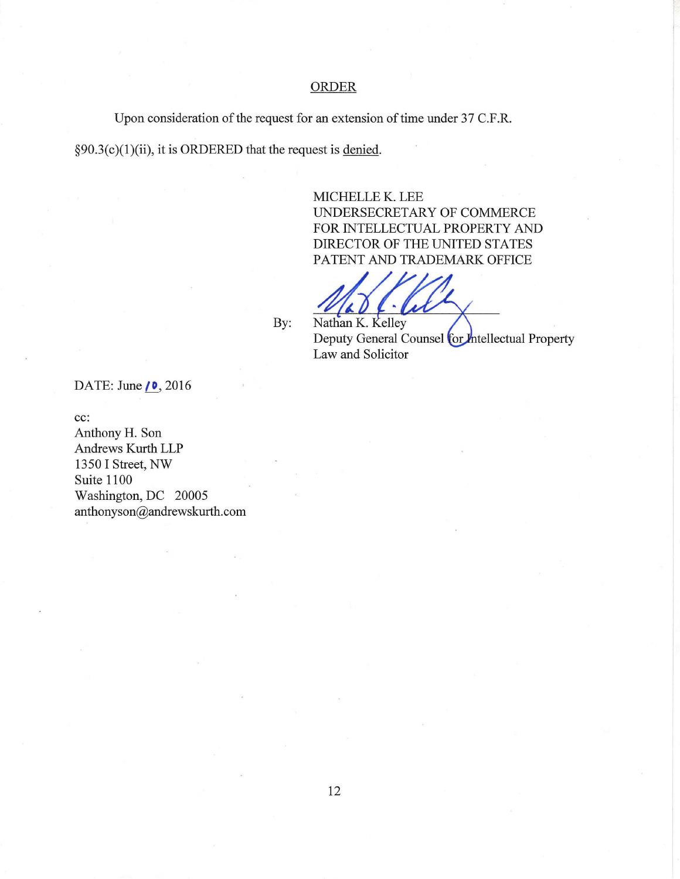## ORDER

Upon consideration of the request for an extension of time under 37 C.F.R. §90.3(c)(1)(ii), it is ORDERED that the request is denied.

MICHELLE K. LEE
UNDERSECRETARY OF COMMERCE
FOR INTELLECTUAL PROPERTY AND
DIRECTOR OF THE UNITED STATES
PATENT AND TRADEMARK OFFICE

By: Nathan K. Kelley
Deputy General Counsel for Intellectual Property
Law and Solicitor

DATE: June 10, 2016

cc:
Anthony H. Son
Andrews Kurth LLP
1350 I Street, NW
Suite 1100
Washington, DC 20005
anthonyson@andrewskurth.com